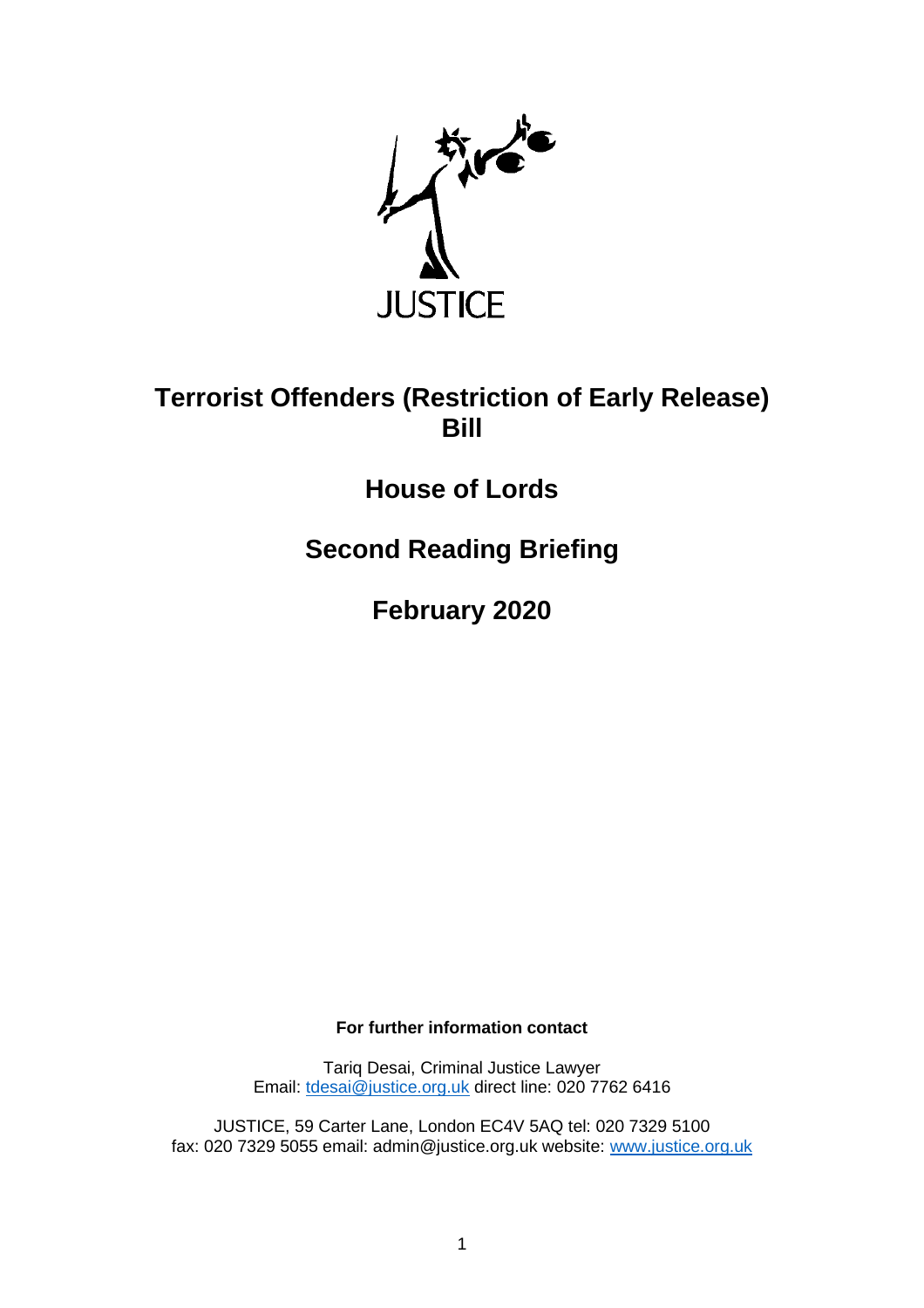JUSTICE

# Terrorist Offenders (Restriction of Early Release) Bill

## House of Lords

## Second Reading Briefing

## February 2020

**For further information contact**

Tariq Desai, Criminal Justice Lawyer
Email: [tdesai@justice.org.uk](mailto:tdesai@justice.org.uk) direct line: 020 7762 6416

JUSTICE, 59 Carter Lane, London EC4V 5AQ tel: 020 7329 5100
fax: 020 7329 5055 email: admin@justice.org.uk website: [www.justice.org.uk](http://www.justice.org.uk)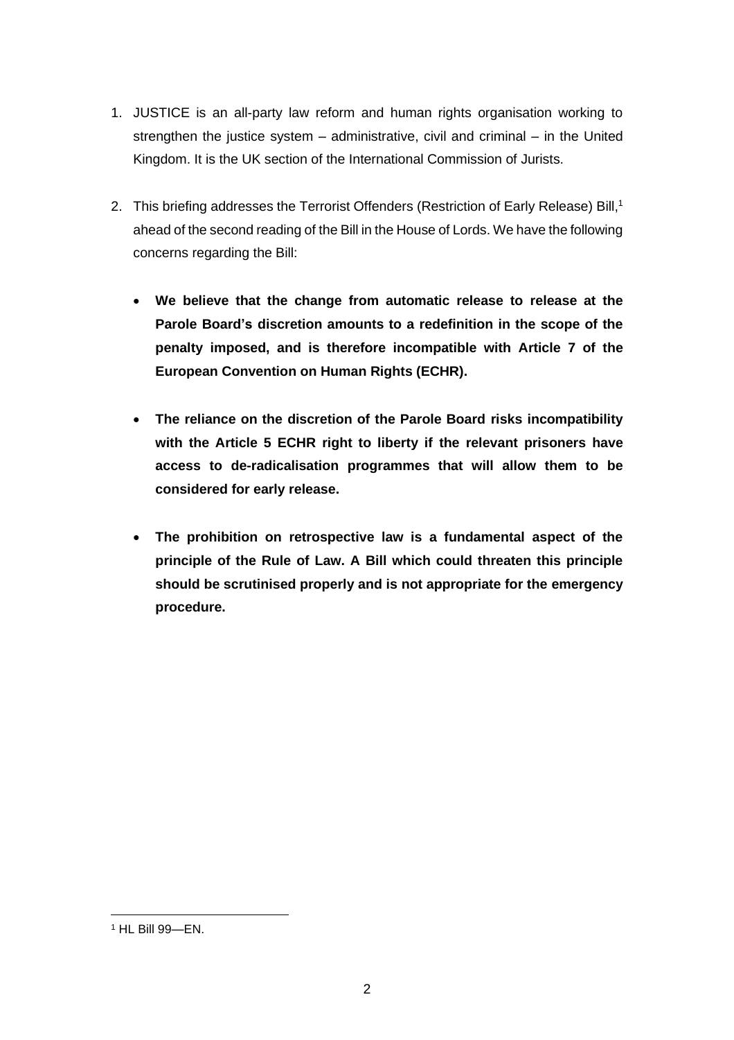1. JUSTICE is an all-party law reform and human rights organisation working to strengthen the justice system – administrative, civil and criminal – in the United Kingdom. It is the UK section of the International Commission of Jurists.

2. This briefing addresses the Terrorist Offenders (Restriction of Early Release) Bill,[1] ahead of the second reading of the Bill in the House of Lords. We have the following concerns regarding the Bill:

   - **We believe that the change from automatic release to release at the Parole Board's discretion amounts to a redefinition in the scope of the penalty imposed, and is therefore incompatible with Article 7 of the European Convention on Human Rights (ECHR).**

   - **The reliance on the discretion of the Parole Board risks incompatibility with the Article 5 ECHR right to liberty if the relevant prisoners have access to de-radicalisation programmes that will allow them to be considered for early release.**

   - **The prohibition on retrospective law is a fundamental aspect of the principle of the Rule of Law. A Bill which could threaten this principle should be scrutinised properly and is not appropriate for the emergency procedure.**

---

[1] HL Bill 99—EN.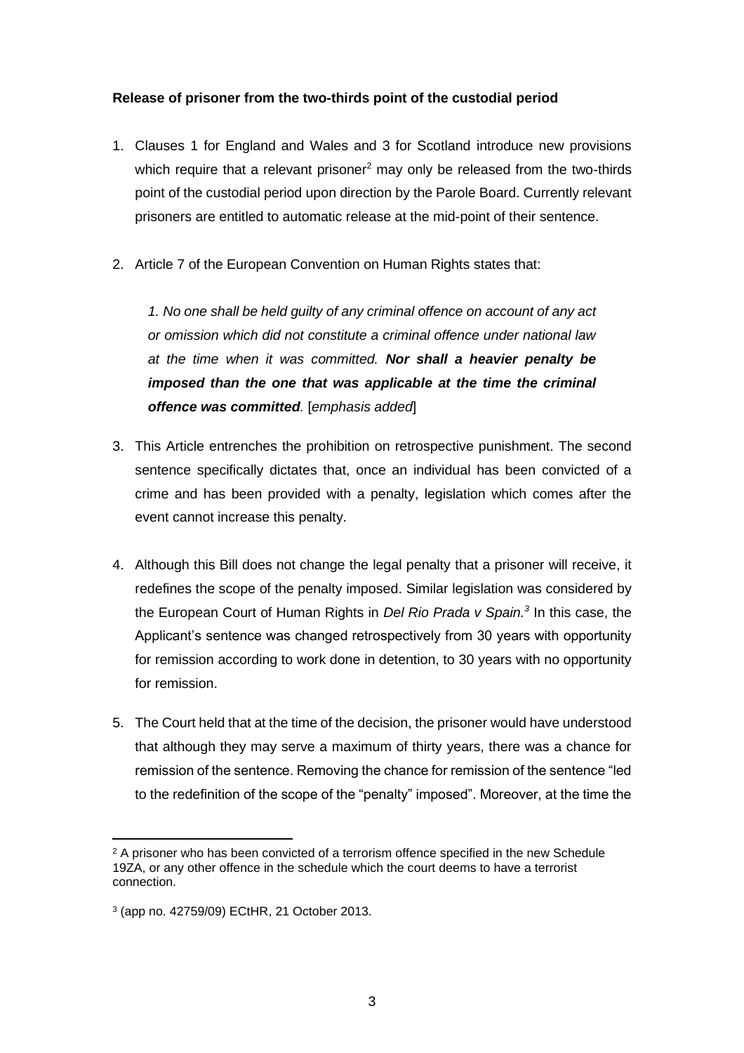**Release of prisoner from the two-thirds point of the custodial period**

1. Clauses 1 for England and Wales and 3 for Scotland introduce new provisions which require that a relevant prisoner[2] may only be released from the two-thirds point of the custodial period upon direction by the Parole Board. Currently relevant prisoners are entitled to automatic release at the mid-point of their sentence.

2. Article 7 of the European Convention on Human Rights states that:

   *1. No one shall be held guilty of any criminal offence on account of any act or omission which did not constitute a criminal offence under national law at the time when it was committed.* ***Nor shall a heavier penalty be imposed than the one that was applicable at the time the criminal offence was committed***. [*emphasis added*]

3. This Article entrenches the prohibition on retrospective punishment. The second sentence specifically dictates that, once an individual has been convicted of a crime and has been provided with a penalty, legislation which comes after the event cannot increase this penalty.

4. Although this Bill does not change the legal penalty that a prisoner will receive, it redefines the scope of the penalty imposed. Similar legislation was considered by the European Court of Human Rights in *Del Rio Prada v Spain.*[3] In this case, the Applicant's sentence was changed retrospectively from 30 years with opportunity for remission according to work done in detention, to 30 years with no opportunity for remission.

5. The Court held that at the time of the decision, the prisoner would have understood that although they may serve a maximum of thirty years, there was a chance for remission of the sentence. Removing the chance for remission of the sentence "led to the redefinition of the scope of the "penalty" imposed". Moreover, at the time the

---

[2] A prisoner who has been convicted of a terrorism offence specified in the new Schedule 19ZA, or any other offence in the schedule which the court deems to have a terrorist connection.

[3] (app no. 42759/09) ECtHR, 21 October 2013.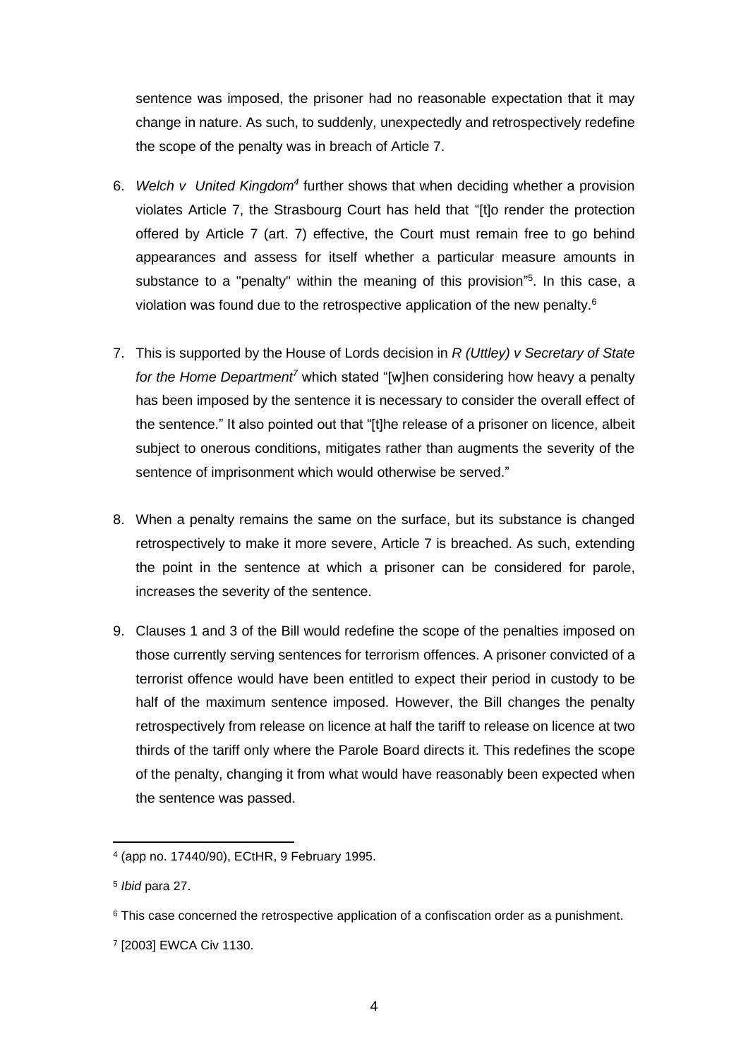sentence was imposed, the prisoner had no reasonable expectation that it may change in nature. As such, to suddenly, unexpectedly and retrospectively redefine the scope of the penalty was in breach of Article 7.

6. *Welch v United Kingdom*[4] further shows that when deciding whether a provision violates Article 7, the Strasbourg Court has held that "[t]o render the protection offered by Article 7 (art. 7) effective, the Court must remain free to go behind appearances and assess for itself whether a particular measure amounts in substance to a "penalty" within the meaning of this provision"[5]. In this case, a violation was found due to the retrospective application of the new penalty.[6]

7. This is supported by the House of Lords decision in *R (Uttley) v Secretary of State for the Home Department*[7] which stated "[w]hen considering how heavy a penalty has been imposed by the sentence it is necessary to consider the overall effect of the sentence." It also pointed out that "[t]he release of a prisoner on licence, albeit subject to onerous conditions, mitigates rather than augments the severity of the sentence of imprisonment which would otherwise be served."

8. When a penalty remains the same on the surface, but its substance is changed retrospectively to make it more severe, Article 7 is breached. As such, extending the point in the sentence at which a prisoner can be considered for parole, increases the severity of the sentence.

9. Clauses 1 and 3 of the Bill would redefine the scope of the penalties imposed on those currently serving sentences for terrorism offences. A prisoner convicted of a terrorist offence would have been entitled to expect their period in custody to be half of the maximum sentence imposed. However, the Bill changes the penalty retrospectively from release on licence at half the tariff to release on licence at two thirds of the tariff only where the Parole Board directs it. This redefines the scope of the penalty, changing it from what would have reasonably been expected when the sentence was passed.

---

[4] (app no. 17440/90), ECtHR, 9 February 1995.

[5] *Ibid* para 27.

[6] This case concerned the retrospective application of a confiscation order as a punishment.

[7] [2003] EWCA Civ 1130.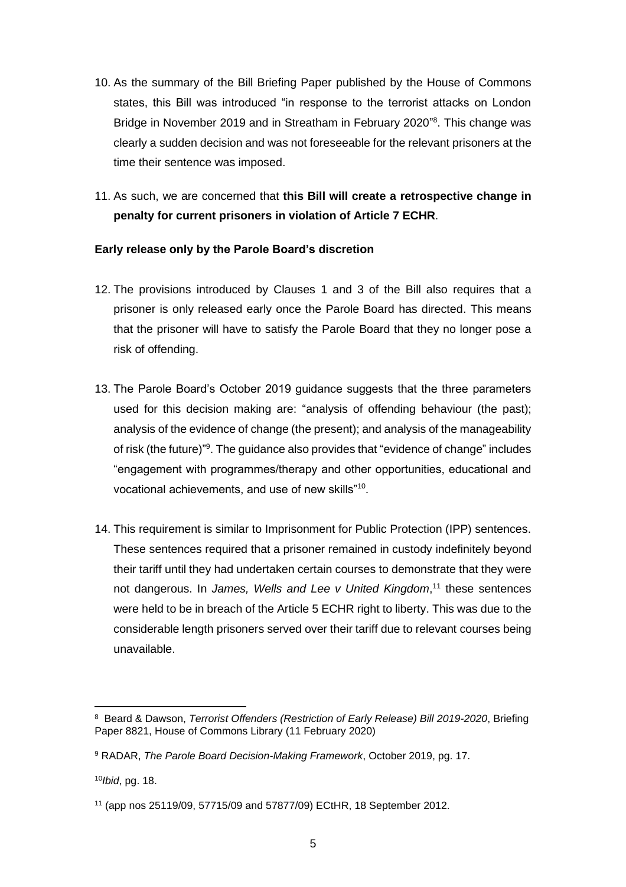10. As the summary of the Bill Briefing Paper published by the House of Commons states, this Bill was introduced "in response to the terrorist attacks on London Bridge in November 2019 and in Streatham in February 2020"[8]. This change was clearly a sudden decision and was not foreseeable for the relevant prisoners at the time their sentence was imposed.

11. As such, we are concerned that **this Bill will create a retrospective change in penalty for current prisoners in violation of Article 7 ECHR**.

**Early release only by the Parole Board's discretion**

12. The provisions introduced by Clauses 1 and 3 of the Bill also requires that a prisoner is only released early once the Parole Board has directed. This means that the prisoner will have to satisfy the Parole Board that they no longer pose a risk of offending.

13. The Parole Board's October 2019 guidance suggests that the three parameters used for this decision making are: "analysis of offending behaviour (the past); analysis of the evidence of change (the present); and analysis of the manageability of risk (the future)"[9]. The guidance also provides that "evidence of change" includes "engagement with programmes/therapy and other opportunities, educational and vocational achievements, and use of new skills"[10].

14. This requirement is similar to Imprisonment for Public Protection (IPP) sentences. These sentences required that a prisoner remained in custody indefinitely beyond their tariff until they had undertaken certain courses to demonstrate that they were not dangerous. In *James, Wells and Lee v United Kingdom*,[11] these sentences were held to be in breach of the Article 5 ECHR right to liberty. This was due to the considerable length prisoners served over their tariff due to relevant courses being unavailable.

---

[8] Beard & Dawson, *Terrorist Offenders (Restriction of Early Release) Bill 2019-2020*, Briefing Paper 8821, House of Commons Library (11 February 2020)

[9] RADAR, *The Parole Board Decision-Making Framework*, October 2019, pg. 17.

[10] *Ibid*, pg. 18.

[11] (app nos 25119/09, 57715/09 and 57877/09) ECtHR, 18 September 2012.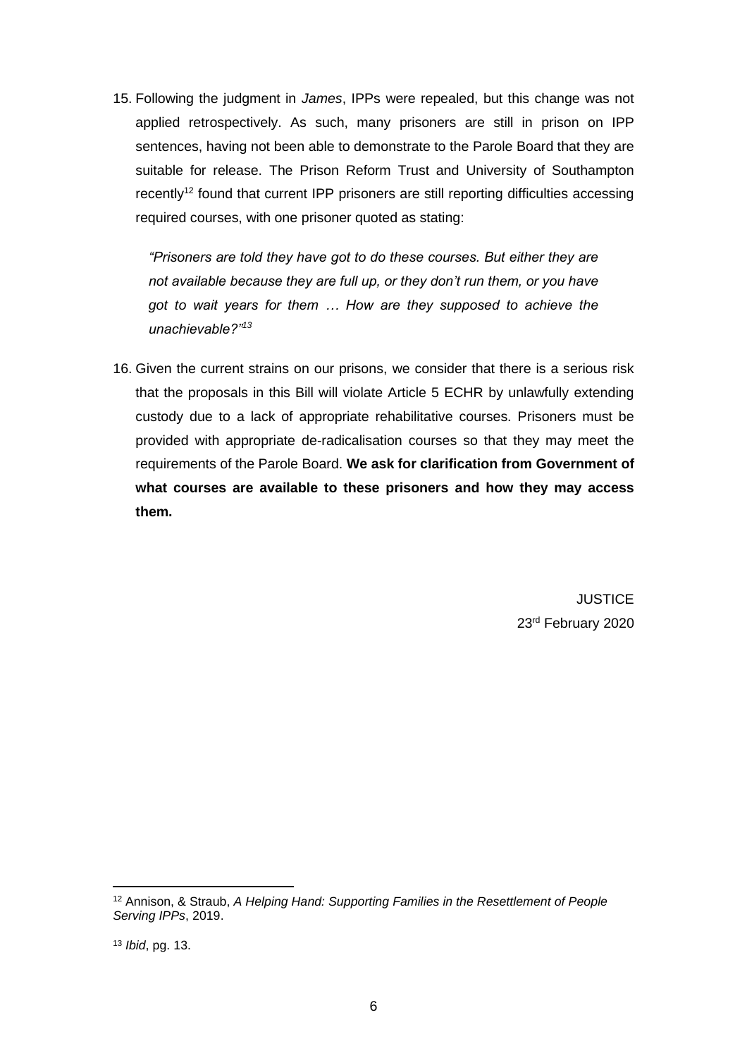15. Following the judgment in *James*, IPPs were repealed, but this change was not applied retrospectively. As such, many prisoners are still in prison on IPP sentences, having not been able to demonstrate to the Parole Board that they are suitable for release. The Prison Reform Trust and University of Southampton recently[12] found that current IPP prisoners are still reporting difficulties accessing required courses, with one prisoner quoted as stating:

    *"Prisoners are told they have got to do these courses. But either they are not available because they are full up, or they don't run them, or you have got to wait years for them … How are they supposed to achieve the unachievable?"*[13]

16. Given the current strains on our prisons, we consider that there is a serious risk that the proposals in this Bill will violate Article 5 ECHR by unlawfully extending custody due to a lack of appropriate rehabilitative courses. Prisoners must be provided with appropriate de-radicalisation courses so that they may meet the requirements of the Parole Board. **We ask for clarification from Government of what courses are available to these prisoners and how they may access them.**

JUSTICE
23rd February 2020

---

[12] Annison, & Straub, *A Helping Hand: Supporting Families in the Resettlement of People Serving IPPs*, 2019.

[13] *Ibid*, pg. 13.